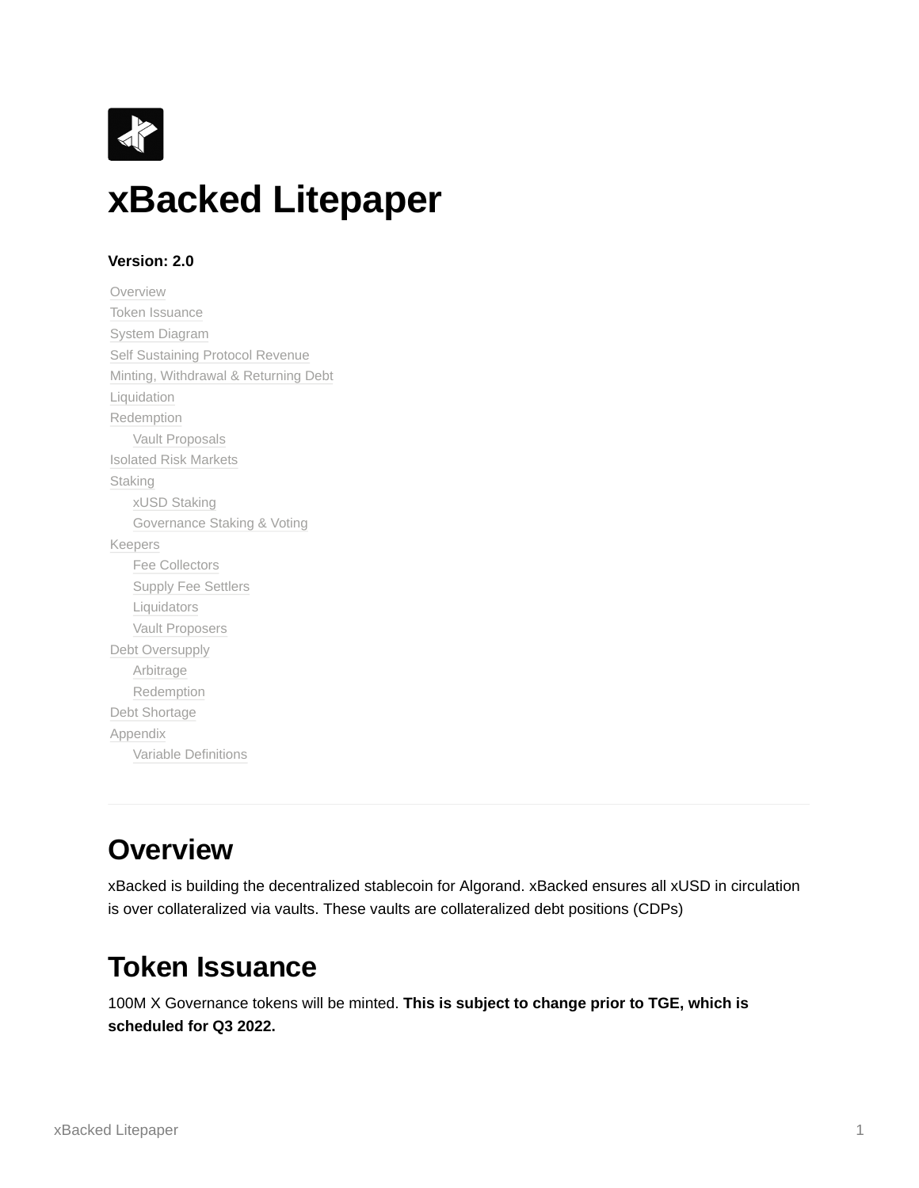# xBacked Litepaper

**Version: 2.0**

- Overview
- Token Issuance
- System Diagram
- Self Sustaining Protocol Revenue
- Minting, Withdrawal & Returning Debt
- Liquidation
- Redemption
  - Vault Proposals
- Isolated Risk Markets
- Staking
  - xUSD Staking
  - Governance Staking & Voting
- Keepers
  - Fee Collectors
  - Supply Fee Settlers
  - Liquidators
  - Vault Proposers
- Debt Oversupply
  - Arbitrage
  - Redemption
- Debt Shortage
- Appendix
  - Variable Definitions

---

## Overview

xBacked is building the decentralized stablecoin for Algorand. xBacked ensures all xUSD in circulation is over collateralized via vaults. These vaults are collateralized debt positions (CDPs)

## Token Issuance

100M X Governance tokens will be minted. **This is subject to change prior to TGE, which is scheduled for Q3 2022.**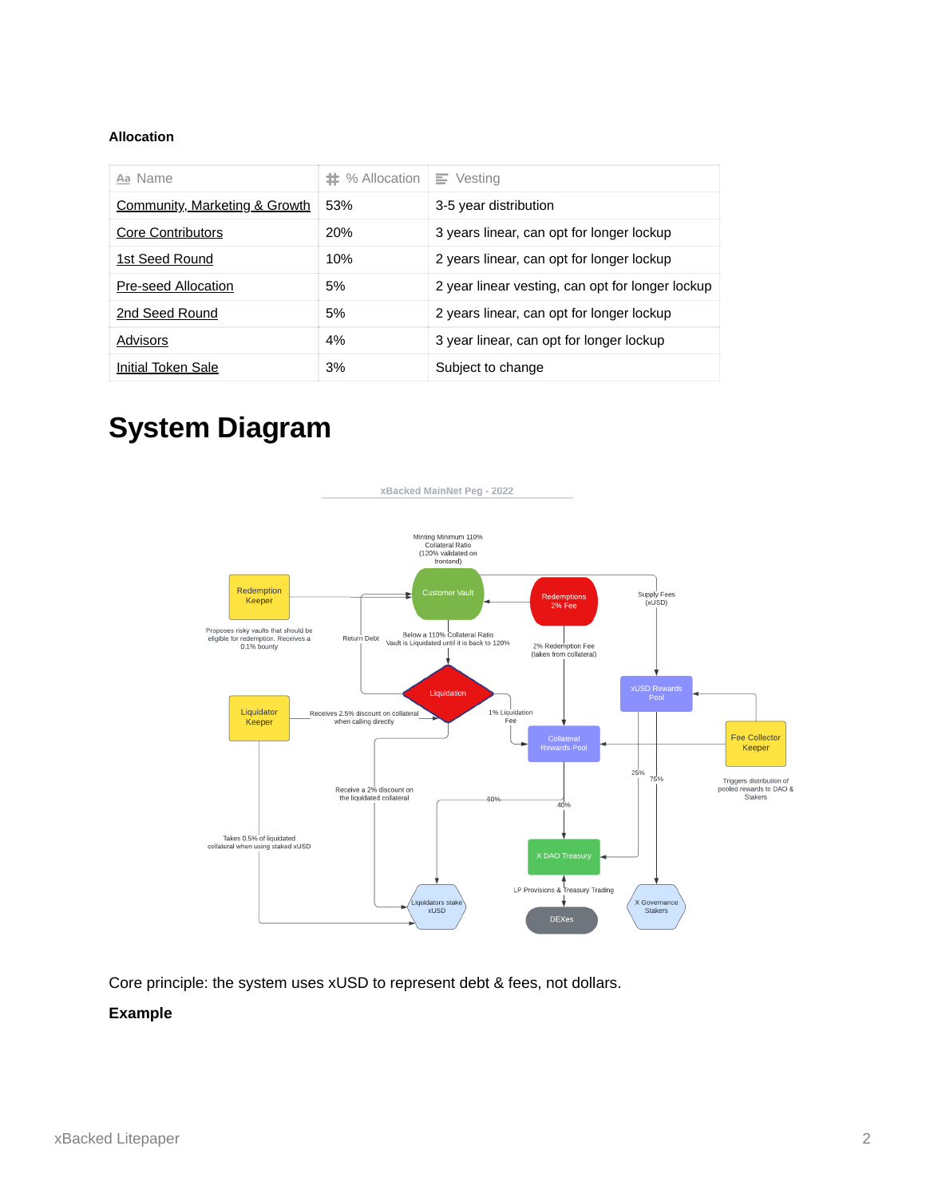**Allocation**

| Name | % Allocation | Vesting |
|---|---|---|
| Community, Marketing & Growth | 53% | 3-5 year distribution |
| Core Contributors | 20% | 3 years linear, can opt for longer lockup |
| 1st Seed Round | 10% | 2 years linear, can opt for longer lockup |
| Pre-seed Allocation | 5% | 2 year linear vesting, can opt for longer lockup |
| 2nd Seed Round | 5% | 2 years linear, can opt for longer lockup |
| Advisors | 4% | 3 year linear, can opt for longer lockup |
| Initial Token Sale | 3% | Subject to change |

# System Diagram

Core principle: the system uses xUSD to represent debt & fees, not dollars.

**Example**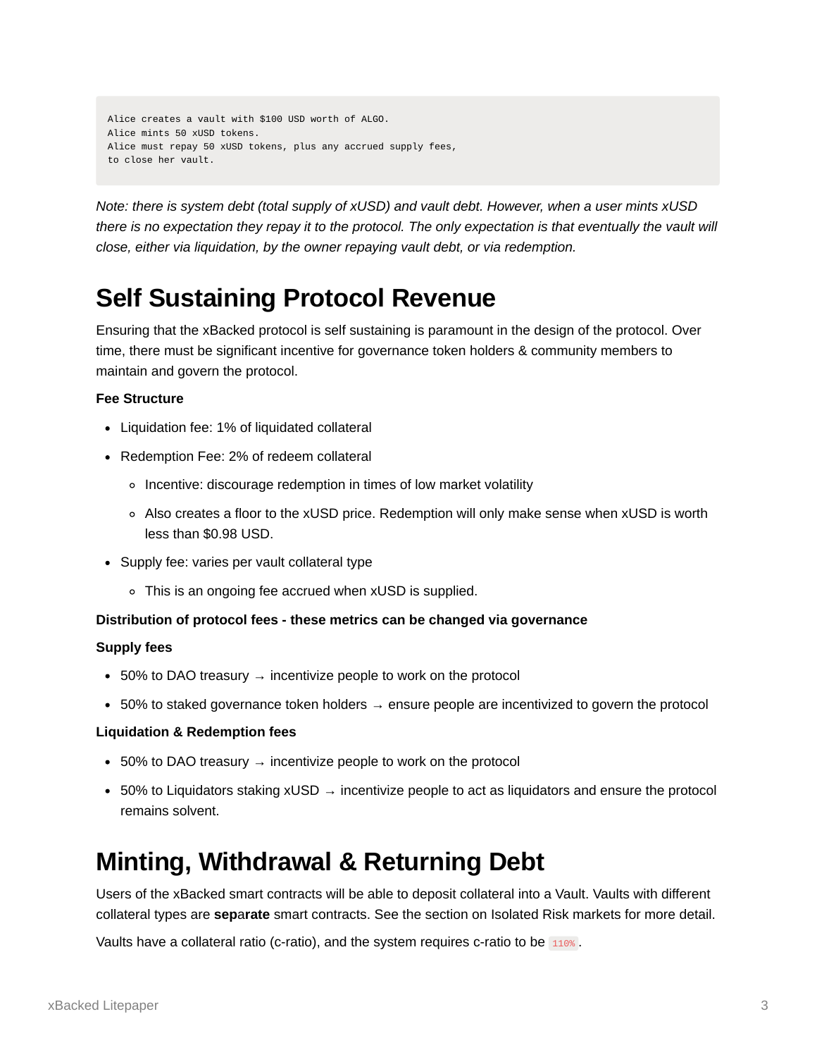```
Alice creates a vault with $100 USD worth of ALGO.
Alice mints 50 xUSD tokens.
Alice must repay 50 xUSD tokens, plus any accrued supply fees,
to close her vault.
```

*Note: there is system debt (total supply of xUSD) and vault debt. However, when a user mints xUSD there is no expectation they repay it to the protocol. The only expectation is that eventually the vault will close, either via liquidation, by the owner repaying vault debt, or via redemption.*

# Self Sustaining Protocol Revenue

Ensuring that the xBacked protocol is self sustaining is paramount in the design of the protocol. Over time, there must be significant incentive for governance token holders & community members to maintain and govern the protocol.

**Fee Structure**

- Liquidation fee: 1% of liquidated collateral
- Redemption Fee: 2% of redeem collateral
  - Incentive: discourage redemption in times of low market volatility
  - Also creates a floor to the xUSD price. Redemption will only make sense when xUSD is worth less than $0.98 USD.
- Supply fee: varies per vault collateral type
  - This is an ongoing fee accrued when xUSD is supplied.

**Distribution of protocol fees - these metrics can be changed via governance**

**Supply fees**

- 50% to DAO treasury → incentivize people to work on the protocol
- 50% to staked governance token holders → ensure people are incentivized to govern the protocol

**Liquidation & Redemption fees**

- 50% to DAO treasury → incentivize people to work on the protocol
- 50% to Liquidators staking xUSD → incentivize people to act as liquidators and ensure the protocol remains solvent.

# Minting, Withdrawal & Returning Debt

Users of the xBacked smart contracts will be able to deposit collateral into a Vault. Vaults with different collateral types are **separate** smart contracts. See the section on Isolated Risk markets for more detail.

Vaults have a collateral ratio (c-ratio), and the system requires c-ratio to be `110%`.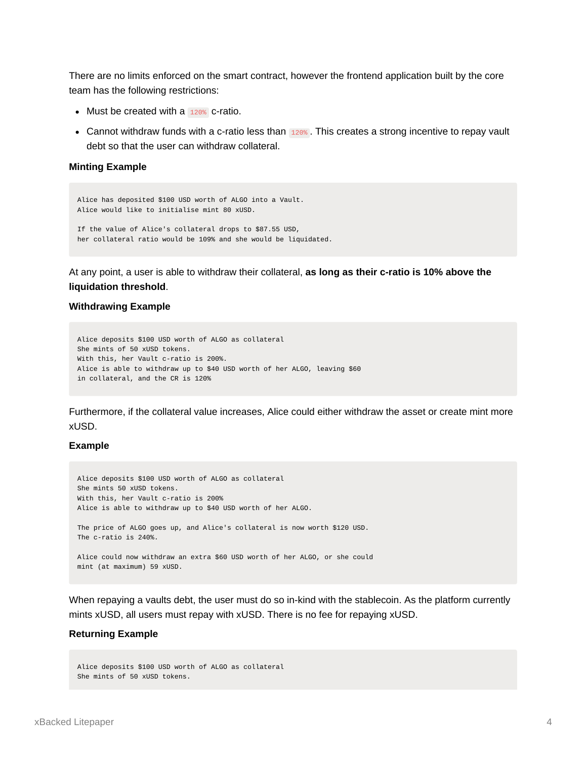There are no limits enforced on the smart contract, however the frontend application built by the core team has the following restrictions:

- Must be created with a `120%` c-ratio.
- Cannot withdraw funds with a c-ratio less than `120%`. This creates a strong incentive to repay vault debt so that the user can withdraw collateral.

**Minting Example**

```
Alice has deposited $100 USD worth of ALGO into a Vault.
Alice would like to initialise mint 80 xUSD.

If the value of Alice's collateral drops to $87.55 USD,
her collateral ratio would be 109% and she would be liquidated.
```

At any point, a user is able to withdraw their collateral, **as long as their c-ratio is 10% above the liquidation threshold**.

**Withdrawing Example**

```
Alice deposits $100 USD worth of ALGO as collateral
She mints of 50 xUSD tokens.
With this, her Vault c-ratio is 200%.
Alice is able to withdraw up to $40 USD worth of her ALGO, leaving $60
in collateral, and the CR is 120%
```

Furthermore, if the collateral value increases, Alice could either withdraw the asset or create mint more xUSD.

**Example**

```
Alice deposits $100 USD worth of ALGO as collateral
She mints 50 xUSD tokens.
With this, her Vault c-ratio is 200%
Alice is able to withdraw up to $40 USD worth of her ALGO.

The price of ALGO goes up, and Alice's collateral is now worth $120 USD.
The c-ratio is 240%.

Alice could now withdraw an extra $60 USD worth of her ALGO, or she could
mint (at maximum) 59 xUSD.
```

When repaying a vaults debt, the user must do so in-kind with the stablecoin. As the platform currently mints xUSD, all users must repay with xUSD. There is no fee for repaying xUSD.

**Returning Example**

```
Alice deposits $100 USD worth of ALGO as collateral
She mints of 50 xUSD tokens.
```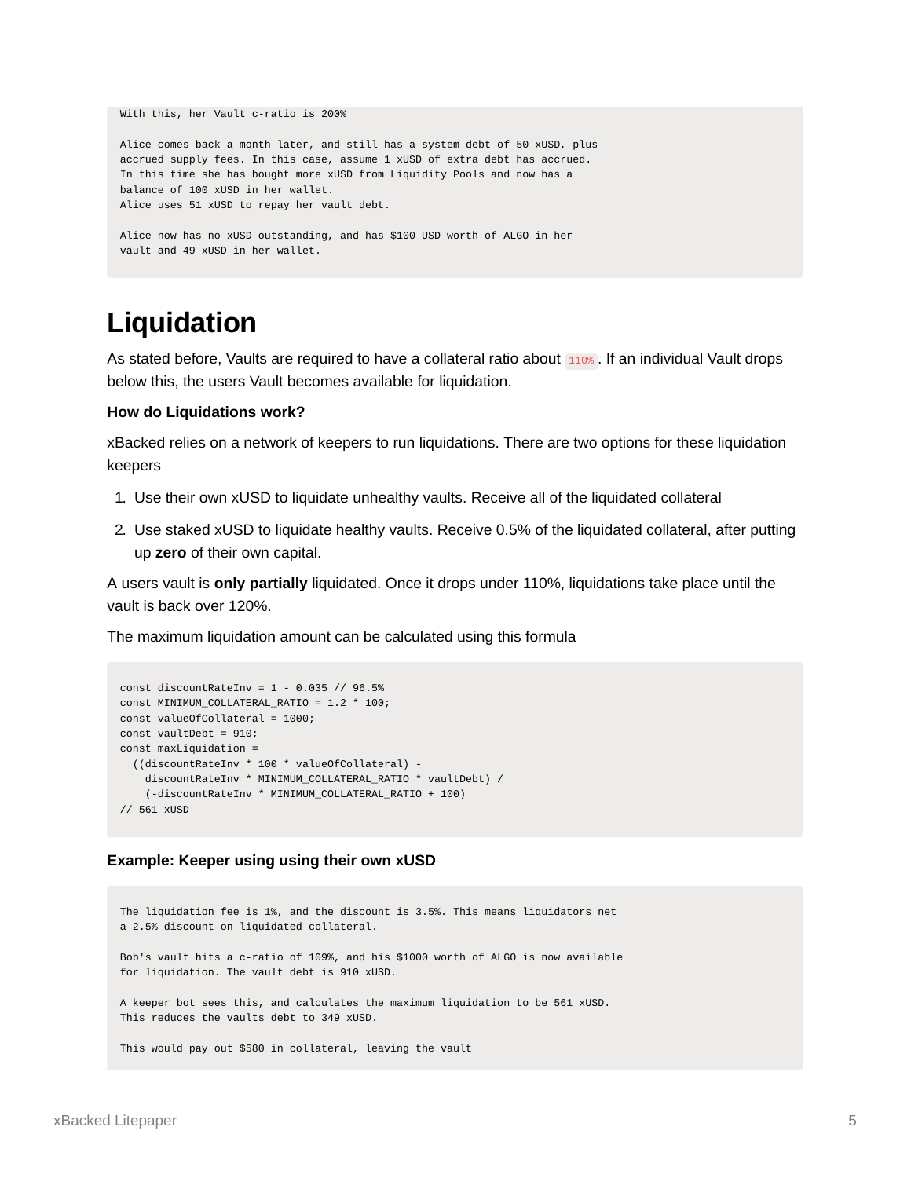```
With this, her Vault c-ratio is 200%

Alice comes back a month later, and still has a system debt of 50 xUSD, plus
accrued supply fees. In this case, assume 1 xUSD of extra debt has accrued.
In this time she has bought more xUSD from Liquidity Pools and now has a
balance of 100 xUSD in her wallet.
Alice uses 51 xUSD to repay her vault debt.

Alice now has no xUSD outstanding, and has $100 USD worth of ALGO in her
vault and 49 xUSD in her wallet.
```

# Liquidation

As stated before, Vaults are required to have a collateral ratio about `110%`. If an individual Vault drops below this, the users Vault becomes available for liquidation.

**How do Liquidations work?**

xBacked relies on a network of keepers to run liquidations. There are two options for these liquidation keepers

1. Use their own xUSD to liquidate unhealthy vaults. Receive all of the liquidated collateral
2. Use staked xUSD to liquidate healthy vaults. Receive 0.5% of the liquidated collateral, after putting up **zero** of their own capital.

A users vault is **only partially** liquidated. Once it drops under 110%, liquidations take place until the vault is back over 120%.

The maximum liquidation amount can be calculated using this formula

```
const discountRateInv = 1 - 0.035 // 96.5%
const MINIMUM_COLLATERAL_RATIO = 1.2 * 100;
const valueOfCollateral = 1000;
const vaultDebt = 910;
const maxLiquidation =
  ((discountRateInv * 100 * valueOfCollateral) -
    discountRateInv * MINIMUM_COLLATERAL_RATIO * vaultDebt) /
    (-discountRateInv * MINIMUM_COLLATERAL_RATIO + 100)
// 561 xUSD
```

**Example: Keeper using using their own xUSD**

```
The liquidation fee is 1%, and the discount is 3.5%. This means liquidators net
a 2.5% discount on liquidated collateral.

Bob's vault hits a c-ratio of 109%, and his $1000 worth of ALGO is now available
for liquidation. The vault debt is 910 xUSD.

A keeper bot sees this, and calculates the maximum liquidation to be 561 xUSD.
This reduces the vaults debt to 349 xUSD.

This would pay out $580 in collateral, leaving the vault
```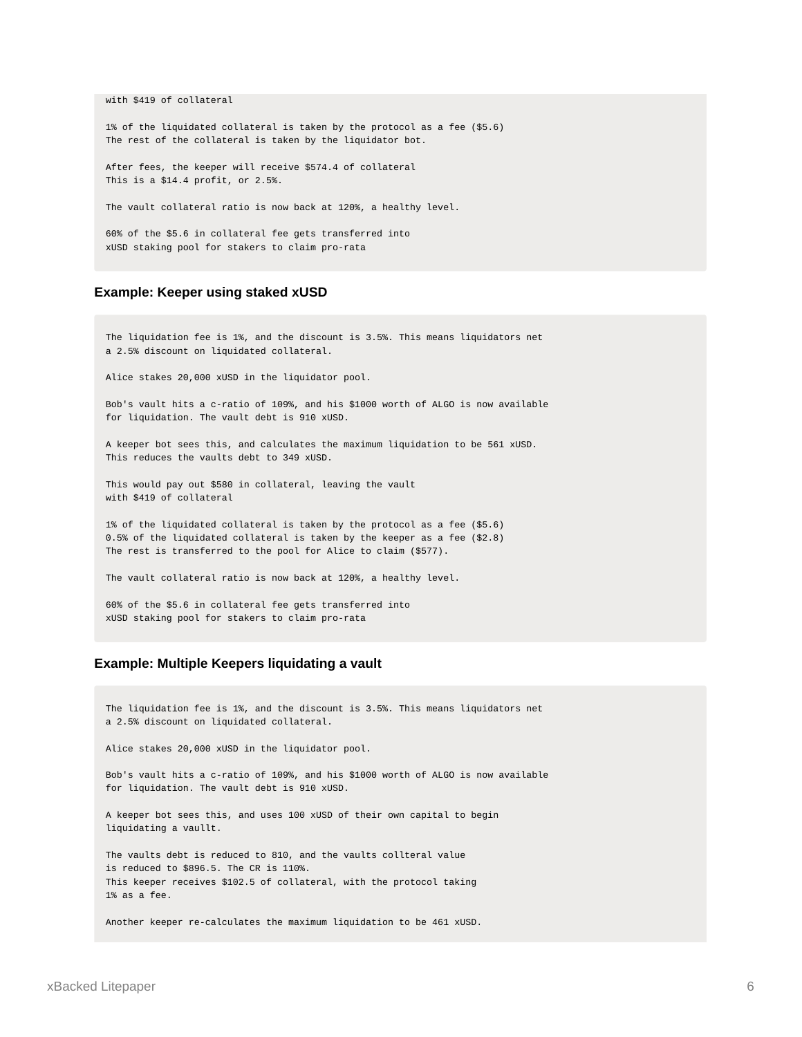```
with $419 of collateral

1% of the liquidated collateral is taken by the protocol as a fee ($5.6)
The rest of the collateral is taken by the liquidator bot.

After fees, the keeper will receive $574.4 of collateral
This is a $14.4 profit, or 2.5%.

The vault collateral ratio is now back at 120%, a healthy level.

60% of the $5.6 in collateral fee gets transferred into
xUSD staking pool for stakers to claim pro-rata
```

### Example: Keeper using staked xUSD

```
The liquidation fee is 1%, and the discount is 3.5%. This means liquidators net
a 2.5% discount on liquidated collateral.

Alice stakes 20,000 xUSD in the liquidator pool.

Bob's vault hits a c-ratio of 109%, and his $1000 worth of ALGO is now available
for liquidation. The vault debt is 910 xUSD.

A keeper bot sees this, and calculates the maximum liquidation to be 561 xUSD.
This reduces the vaults debt to 349 xUSD.

This would pay out $580 in collateral, leaving the vault
with $419 of collateral

1% of the liquidated collateral is taken by the protocol as a fee ($5.6)
0.5% of the liquidated collateral is taken by the keeper as a fee ($2.8)
The rest is transferred to the pool for Alice to claim ($577).

The vault collateral ratio is now back at 120%, a healthy level.

60% of the $5.6 in collateral fee gets transferred into
xUSD staking pool for stakers to claim pro-rata
```

### Example: Multiple Keepers liquidating a vault

```
The liquidation fee is 1%, and the discount is 3.5%. This means liquidators net
a 2.5% discount on liquidated collateral.

Alice stakes 20,000 xUSD in the liquidator pool.

Bob's vault hits a c-ratio of 109%, and his $1000 worth of ALGO is now available
for liquidation. The vault debt is 910 xUSD.

A keeper bot sees this, and uses 100 xUSD of their own capital to begin
liquidating a vaullt.

The vaults debt is reduced to 810, and the vaults collteral value
is reduced to $896.5. The CR is 110%.
This keeper receives $102.5 of collateral, with the protocol taking
1% as a fee.

Another keeper re-calculates the maximum liquidation to be 461 xUSD.
```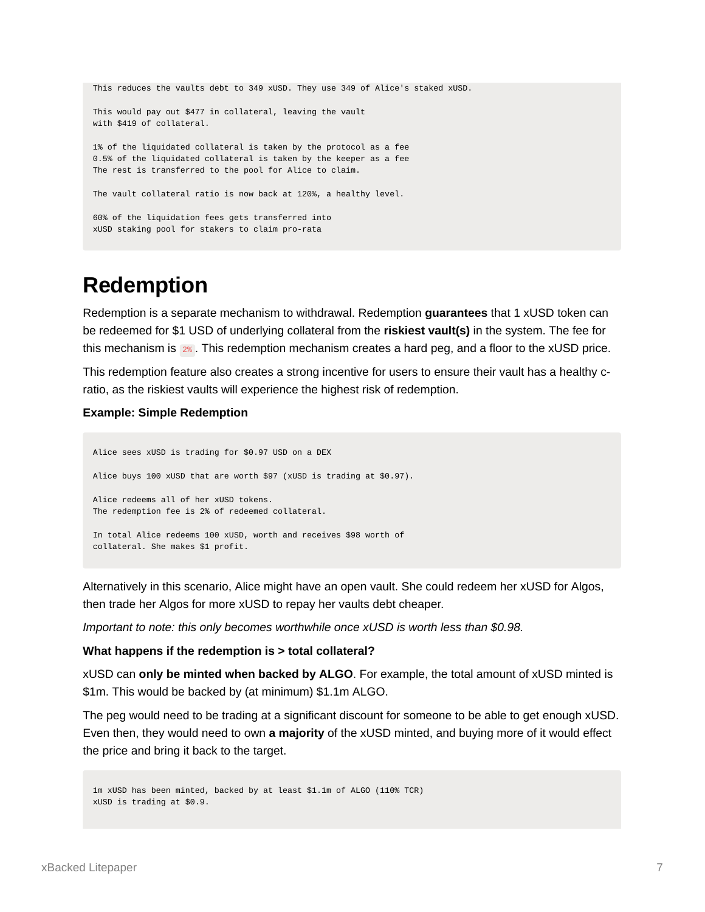```
This reduces the vaults debt to 349 xUSD. They use 349 of Alice's staked xUSD.

This would pay out $477 in collateral, leaving the vault
with $419 of collateral.

1% of the liquidated collateral is taken by the protocol as a fee
0.5% of the liquidated collateral is taken by the keeper as a fee
The rest is transferred to the pool for Alice to claim.

The vault collateral ratio is now back at 120%, a healthy level.

60% of the liquidation fees gets transferred into
xUSD staking pool for stakers to claim pro-rata
```

# Redemption

Redemption is a separate mechanism to withdrawal. Redemption **guarantees** that 1 xUSD token can be redeemed for $1 USD of underlying collateral from the **riskiest vault(s)** in the system. The fee for this mechanism is `2%`. This redemption mechanism creates a hard peg, and a floor to the xUSD price.

This redemption feature also creates a strong incentive for users to ensure their vault has a healthy c-ratio, as the riskiest vaults will experience the highest risk of redemption.

**Example: Simple Redemption**

```
Alice sees xUSD is trading for $0.97 USD on a DEX

Alice buys 100 xUSD that are worth $97 (xUSD is trading at $0.97).

Alice redeems all of her xUSD tokens.
The redemption fee is 2% of redeemed collateral.

In total Alice redeems 100 xUSD, worth and receives $98 worth of
collateral. She makes $1 profit.
```

Alternatively in this scenario, Alice might have an open vault. She could redeem her xUSD for Algos, then trade her Algos for more xUSD to repay her vaults debt cheaper.

*Important to note: this only becomes worthwhile once xUSD is worth less than $0.98.*

**What happens if the redemption is > total collateral?**

xUSD can **only be minted when backed by ALGO**. For example, the total amount of xUSD minted is $1m. This would be backed by (at minimum) $1.1m ALGO.

The peg would need to be trading at a significant discount for someone to be able to get enough xUSD. Even then, they would need to own **a majority** of the xUSD minted, and buying more of it would effect the price and bring it back to the target.

```
1m xUSD has been minted, backed by at least $1.1m of ALGO (110% TCR)
xUSD is trading at $0.9.
```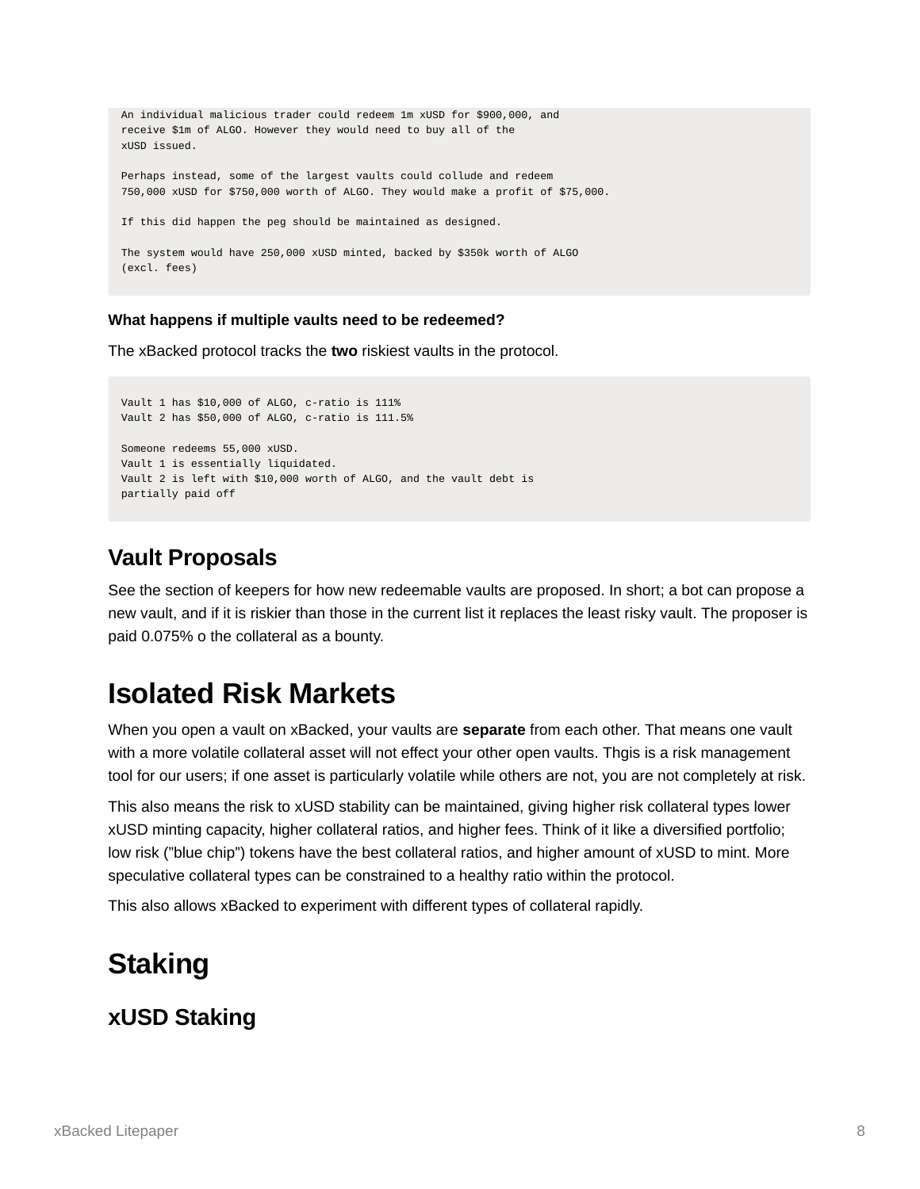```
An individual malicious trader could redeem 1m xUSD for $900,000, and
receive $1m of ALGO. However they would need to buy all of the
xUSD issued.

Perhaps instead, some of the largest vaults could collude and redeem
750,000 xUSD for $750,000 worth of ALGO. They would make a profit of $75,000.

If this did happen the peg should be maintained as designed.

The system would have 250,000 xUSD minted, backed by $350k worth of ALGO
(excl. fees)
```

**What happens if multiple vaults need to be redeemed?**

The xBacked protocol tracks the **two** riskiest vaults in the protocol.

```
Vault 1 has $10,000 of ALGO, c-ratio is 111%
Vault 2 has $50,000 of ALGO, c-ratio is 111.5%

Someone redeems 55,000 xUSD.
Vault 1 is essentially liquidated.
Vault 2 is left with $10,000 worth of ALGO, and the vault debt is
partially paid off
```

### Vault Proposals

See the section of keepers for how new redeemable vaults are proposed. In short; a bot can propose a new vault, and if it is riskier than those in the current list it replaces the least risky vault. The proposer is paid 0.075% o the collateral as a bounty.

## Isolated Risk Markets

When you open a vault on xBacked, your vaults are **separate** from each other. That means one vault with a more volatile collateral asset will not effect your other open vaults. Thgis is a risk management tool for our users; if one asset is particularly volatile while others are not, you are not completely at risk.

This also means the risk to xUSD stability can be maintained, giving higher risk collateral types lower xUSD minting capacity, higher collateral ratios, and higher fees. Think of it like a diversified portfolio; low risk ("blue chip") tokens have the best collateral ratios, and higher amount of xUSD to mint. More speculative collateral types can be constrained to a healthy ratio within the protocol.

This also allows xBacked to experiment with different types of collateral rapidly.

## Staking

### xUSD Staking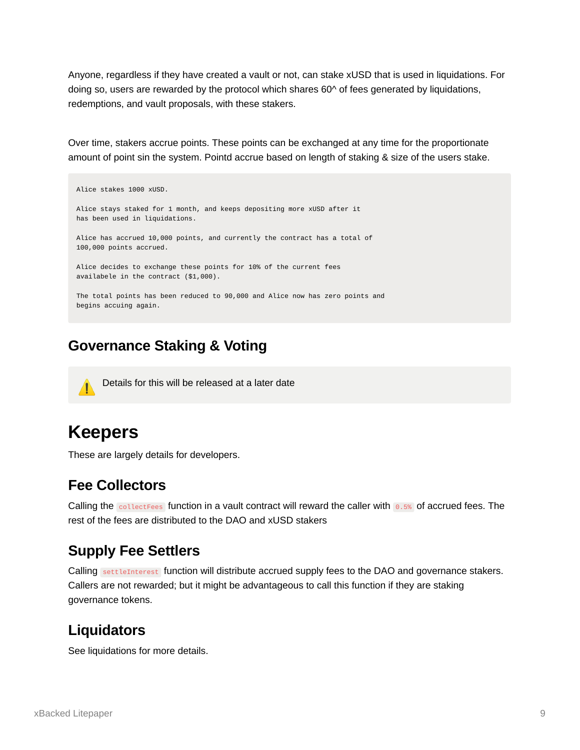Anyone, regardless if they have created a vault or not, can stake xUSD that is used in liquidations. For doing so, users are rewarded by the protocol which shares 60^ of fees generated by liquidations, redemptions, and vault proposals, with these stakers.

Over time, stakers accrue points. These points can be exchanged at any time for the proportionate amount of point sin the system. Pointd accrue based on length of staking & size of the users stake.

```
Alice stakes 1000 xUSD.

Alice stays staked for 1 month, and keeps depositing more xUSD after it
has been used in liquidations.

Alice has accrued 10,000 points, and currently the contract has a total of
100,000 points accrued.

Alice decides to exchange these points for 10% of the current fees
availabele in the contract ($1,000).

The total points has been reduced to 90,000 and Alice now has zero points and
begins accuing again.
```

## Governance Staking & Voting

⚠️ Details for this will be released at a later date

# Keepers

These are largely details for developers.

## Fee Collectors

Calling the `collectFees` function in a vault contract will reward the caller with `0.5%` of accrued fees. The rest of the fees are distributed to the DAO and xUSD stakers

## Supply Fee Settlers

Calling `settleInterest` function will distribute accrued supply fees to the DAO and governance stakers. Callers are not rewarded; but it might be advantageous to call this function if they are staking governance tokens.

## Liquidators

See liquidations for more details.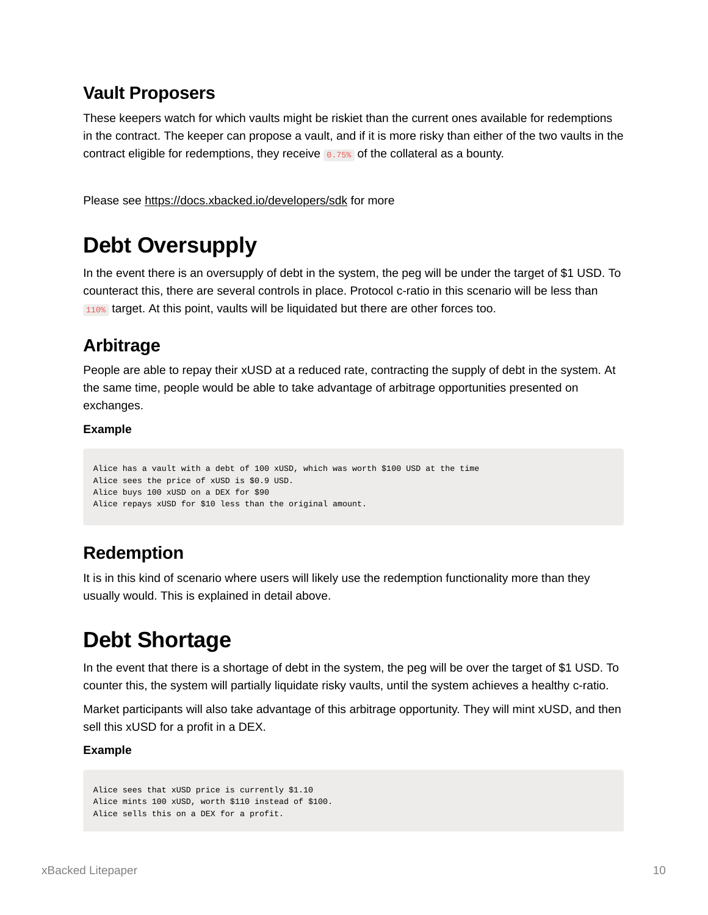### Vault Proposers

These keepers watch for which vaults might be riskiet than the current ones available for redemptions in the contract. The keeper can propose a vault, and if it is more risky than either of the two vaults in the contract eligible for redemptions, they receive `0.75%` of the collateral as a bounty.

Please see https://docs.xbacked.io/developers/sdk for more

# Debt Oversupply

In the event there is an oversupply of debt in the system, the peg will be under the target of $1 USD. To counteract this, there are several controls in place. Protocol c-ratio in this scenario will be less than `110%` target. At this point, vaults will be liquidated but there are other forces too.

## Arbitrage

People are able to repay their xUSD at a reduced rate, contracting the supply of debt in the system. At the same time, people would be able to take advantage of arbitrage opportunities presented on exchanges.

**Example**

```
Alice has a vault with a debt of 100 xUSD, which was worth $100 USD at the time
Alice sees the price of xUSD is $0.9 USD.
Alice buys 100 xUSD on a DEX for $90
Alice repays xUSD for $10 less than the original amount.
```

## Redemption

It is in this kind of scenario where users will likely use the redemption functionality more than they usually would. This is explained in detail above.

# Debt Shortage

In the event that there is a shortage of debt in the system, the peg will be over the target of $1 USD. To counter this, the system will partially liquidate risky vaults, until the system achieves a healthy c-ratio.

Market participants will also take advantage of this arbitrage opportunity. They will mint xUSD, and then sell this xUSD for a profit in a DEX.

**Example**

```
Alice sees that xUSD price is currently $1.10
Alice mints 100 xUSD, worth $110 instead of $100.
Alice sells this on a DEX for a profit.
```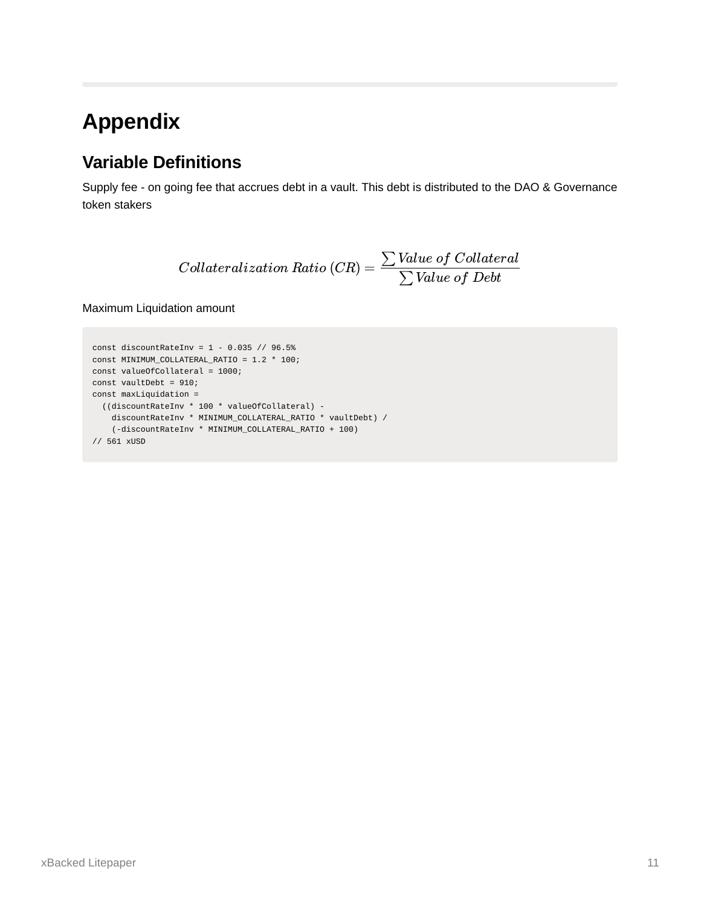# Appendix

## Variable Definitions

Supply fee - on going fee that accrues debt in a vault. This debt is distributed to the DAO & Governance token stakers

$$Collateralization\ Ratio\ (CR) = \frac{\sum Value\ of\ Collateral}{\sum Value\ of\ Debt}$$

Maximum Liquidation amount

```
const discountRateInv = 1 - 0.035 // 96.5%
const MINIMUM_COLLATERAL_RATIO = 1.2 * 100;
const valueOfCollateral = 1000;
const vaultDebt = 910;
const maxLiquidation =
  ((discountRateInv * 100 * valueOfCollateral) -
    discountRateInv * MINIMUM_COLLATERAL_RATIO * vaultDebt) /
    (-discountRateInv * MINIMUM_COLLATERAL_RATIO + 100)
// 561 xUSD
```